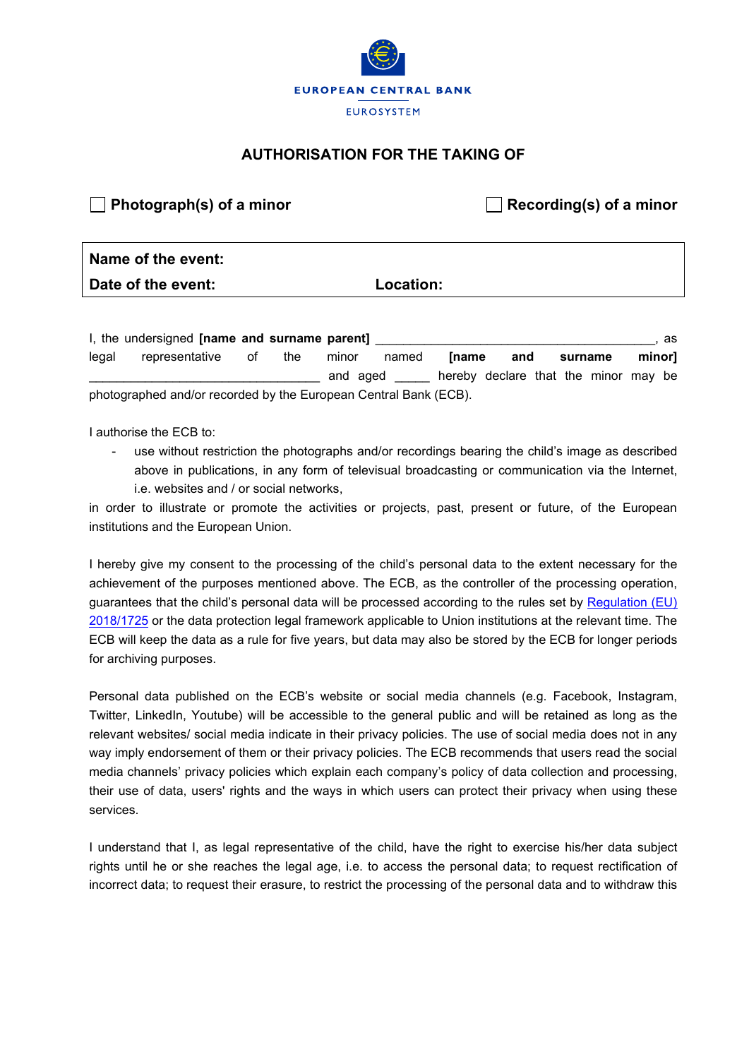EUROPEAN CENTRAL BANK

EUROSYSTEM

# AUTHORISATION FOR THE TAKING OF

☐ **Photograph(s) of a minor** ☐ **Recording(s) of a minor**

| **Name of the event:** | |
|---|---|
| **Date of the event:** | **Location:** |

I, the undersigned **[name and surname parent]** ________________________________________, as legal representative of the minor named **[name and surname minor]** ________________________________ and aged _____ hereby declare that the minor may be photographed and/or recorded by the European Central Bank (ECB).

I authorise the ECB to:

- use without restriction the photographs and/or recordings bearing the child's image as described above in publications, in any form of televisual broadcasting or communication via the Internet, i.e. websites and / or social networks,

in order to illustrate or promote the activities or projects, past, present or future, of the European institutions and the European Union.

I hereby give my consent to the processing of the child's personal data to the extent necessary for the achievement of the purposes mentioned above. The ECB, as the controller of the processing operation, guarantees that the child's personal data will be processed according to the rules set by Regulation (EU) 2018/1725 or the data protection legal framework applicable to Union institutions at the relevant time. The ECB will keep the data as a rule for five years, but data may also be stored by the ECB for longer periods for archiving purposes.

Personal data published on the ECB's website or social media channels (e.g. Facebook, Instagram, Twitter, LinkedIn, Youtube) will be accessible to the general public and will be retained as long as the relevant websites/ social media indicate in their privacy policies. The use of social media does not in any way imply endorsement of them or their privacy policies. The ECB recommends that users read the social media channels' privacy policies which explain each company's policy of data collection and processing, their use of data, users' rights and the ways in which users can protect their privacy when using these services.

I understand that I, as legal representative of the child, have the right to exercise his/her data subject rights until he or she reaches the legal age, i.e. to access the personal data; to request rectification of incorrect data; to request their erasure, to restrict the processing of the personal data and to withdraw this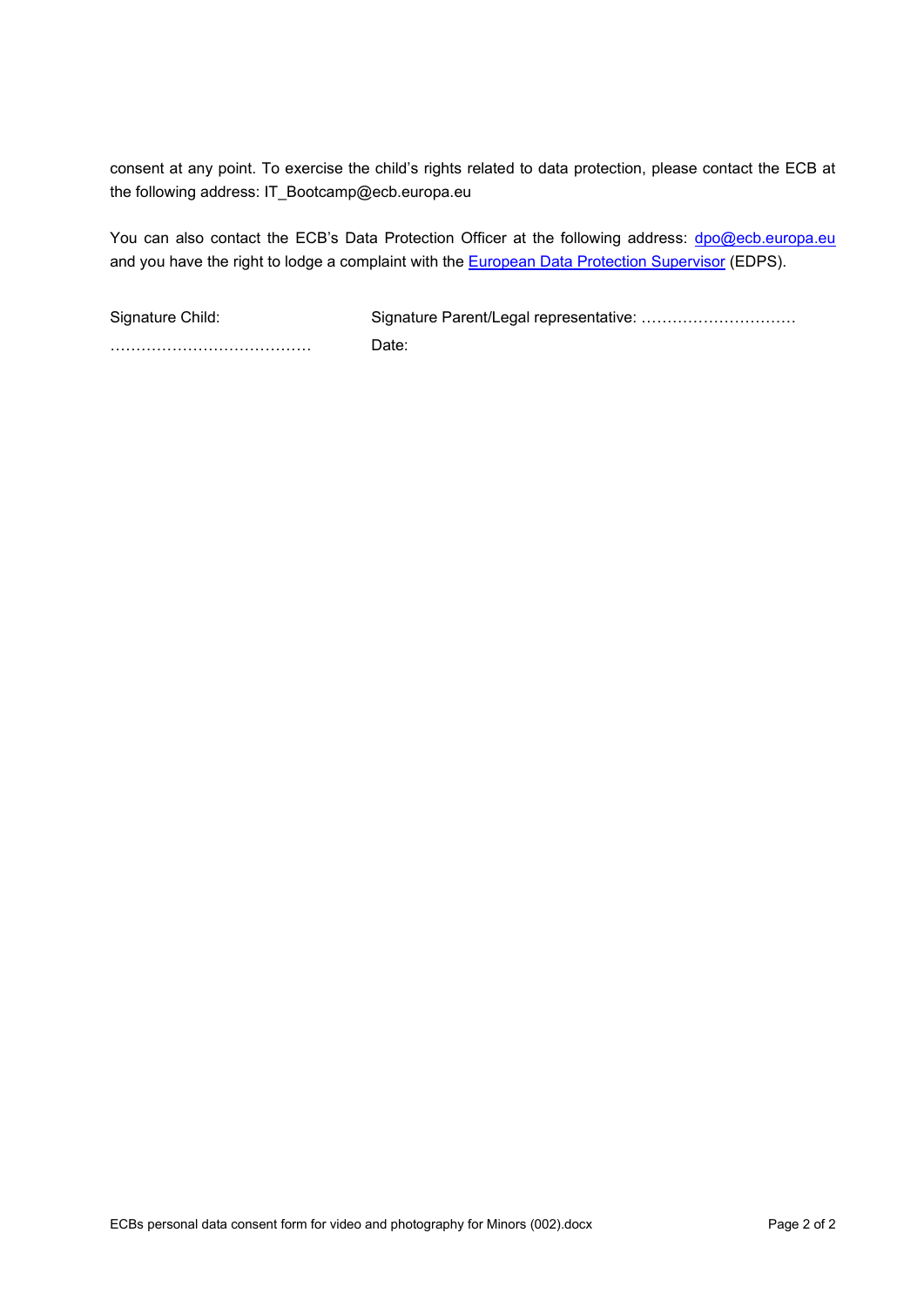consent at any point. To exercise the child's rights related to data protection, please contact the ECB at the following address: IT_Bootcamp@ecb.europa.eu

You can also contact the ECB's Data Protection Officer at the following address: [dpo@ecb.europa.eu](mailto:dpo@ecb.europa.eu) and you have the right to lodge a complaint with the European Data Protection Supervisor (EDPS).

Signature Child: ………………………………… Signature Parent/Legal representative: …………………………

Date: